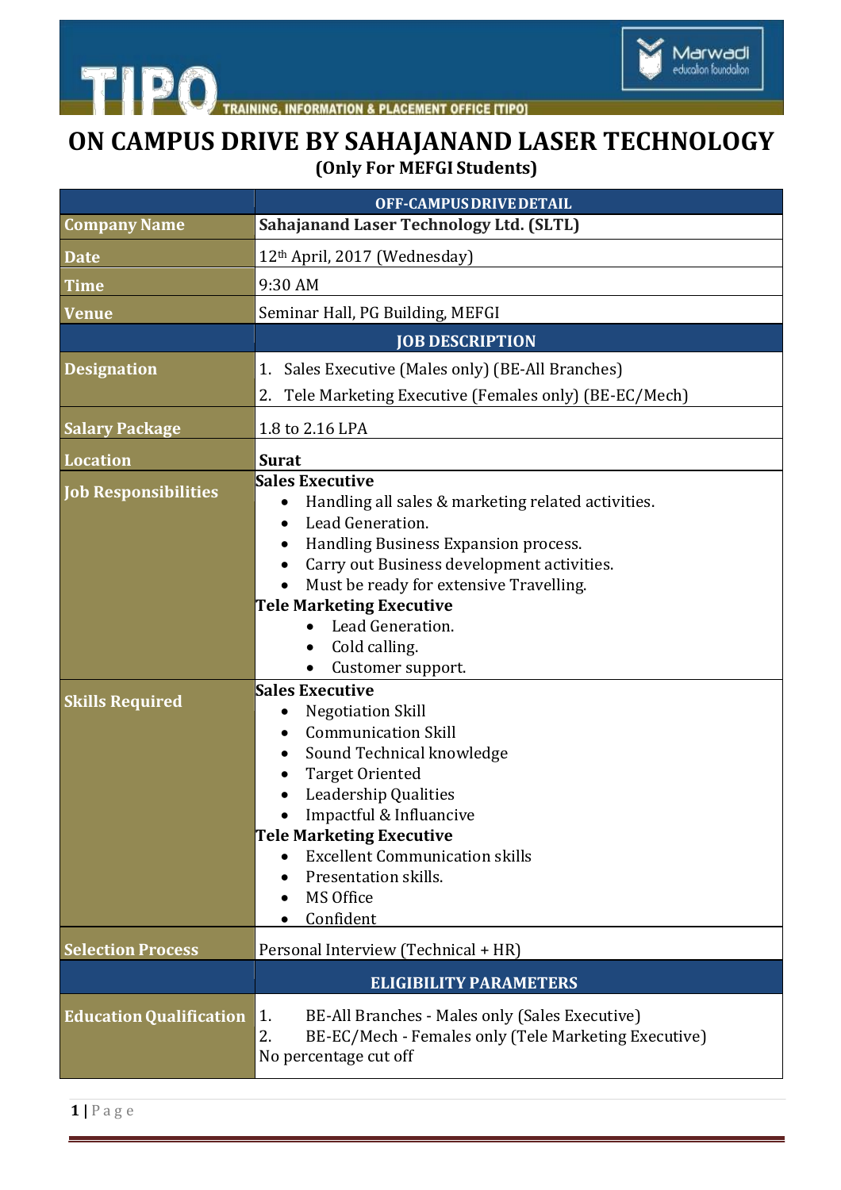# ON CAMPUS DRIVE BY SAHAJANAND LASER TECHNOLOGY

**(Only For MEFGI Students)**

| | OFF-CAMPUS DRIVE DETAIL |
|---|---|
| **Company Name** | **Sahajanand Laser Technology Ltd. (SLTL)** |
| **Date** | 12th April, 2017 (Wednesday) |
| **Time** | 9:30 AM |
| **Venue** | Seminar Hall, PG Building, MEFGI |
| | **JOB DESCRIPTION** |
| **Designation** | 1. Sales Executive (Males only) (BE-All Branches)<br>2. Tele Marketing Executive (Females only) (BE-EC/Mech) |
| **Salary Package** | 1.8 to 2.16 LPA |
| **Location** | **Surat** |
| **Job Responsibilities** | **Sales Executive**<br>• Handling all sales & marketing related activities.<br>• Lead Generation.<br>• Handling Business Expansion process.<br>• Carry out Business development activities.<br>• Must be ready for extensive Travelling.<br>**Tele Marketing Executive**<br>• Lead Generation.<br>• Cold calling.<br>• Customer support. |
| **Skills Required** | **Sales Executive**<br>• Negotiation Skill<br>• Communication Skill<br>• Sound Technical knowledge<br>• Target Oriented<br>• Leadership Qualities<br>• Impactful & Influancive<br>**Tele Marketing Executive**<br>• Excellent Communication skills<br>• Presentation skills.<br>• MS Office<br>• Confident |
| **Selection Process** | Personal Interview (Technical + HR) |
| | **ELIGIBILITY PARAMETERS** |
| **Education Qualification** | 1. BE-All Branches - Males only (Sales Executive)<br>2. BE-EC/Mech - Females only (Tele Marketing Executive)<br>No percentage cut off |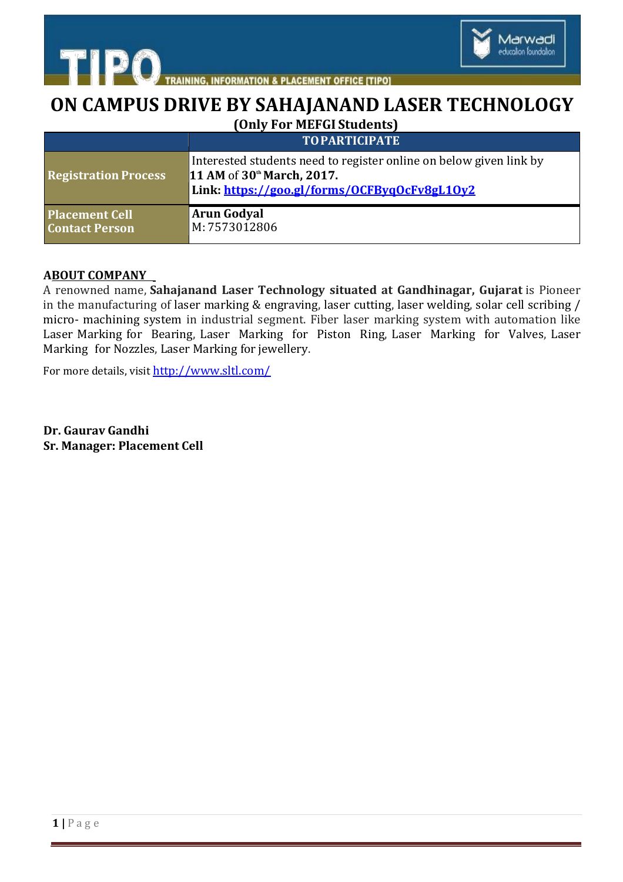# ON CAMPUS DRIVE BY SAHAJANAND LASER TECHNOLOGY

**(Only For MEFGI Students)**

| | TO PARTICIPATE |
|---|---|
| **Registration Process** | Interested students need to register online on below given link by **11 AM** of **30th March, 2017.** **Link: https://goo.gl/forms/OCFByqOcFv8gL1Oy2** |
| **Placement Cell Contact Person** | **Arun Godyal** M: 7573012806 |

**ABOUT COMPANY**

A renowned name, **Sahajanand Laser Technology situated at Gandhinagar, Gujarat** is Pioneer in the manufacturing of laser marking & engraving, laser cutting, laser welding, solar cell scribing / micro- machining system in industrial segment. Fiber laser marking system with automation like Laser Marking for Bearing, Laser Marking for Piston Ring, Laser Marking for Valves, Laser Marking for Nozzles, Laser Marking for jewellery.

For more details, visit http://www.sltl.com/

**Dr. Gaurav Gandhi**
**Sr. Manager: Placement Cell**